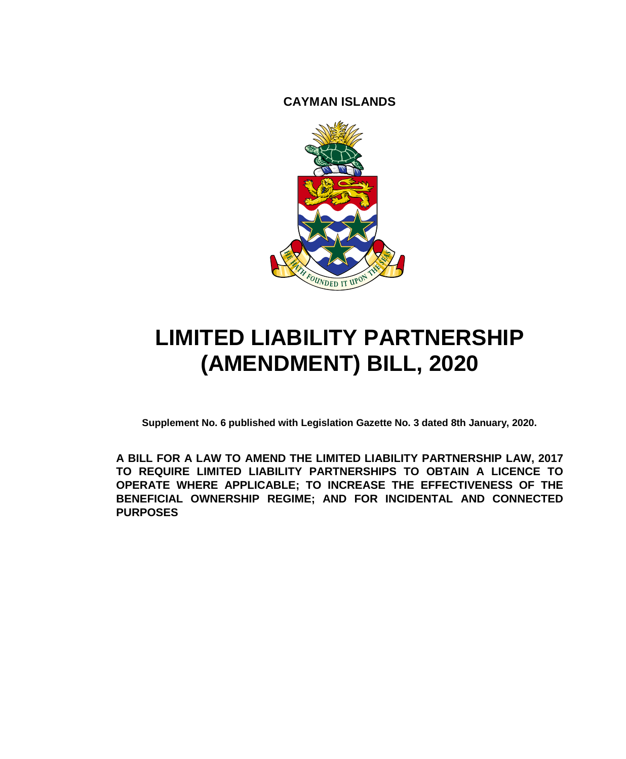**CAYMAN ISLANDS**

# LIMITED LIABILITY PARTNERSHIP (AMENDMENT) BILL, 2020

**Supplement No. 6 published with Legislation Gazette No. 3 dated 8th January, 2020.**

**A BILL FOR A LAW TO AMEND THE LIMITED LIABILITY PARTNERSHIP LAW, 2017 TO REQUIRE LIMITED LIABILITY PARTNERSHIPS TO OBTAIN A LICENCE TO OPERATE WHERE APPLICABLE; TO INCREASE THE EFFECTIVENESS OF THE BENEFICIAL OWNERSHIP REGIME; AND FOR INCIDENTAL AND CONNECTED PURPOSES**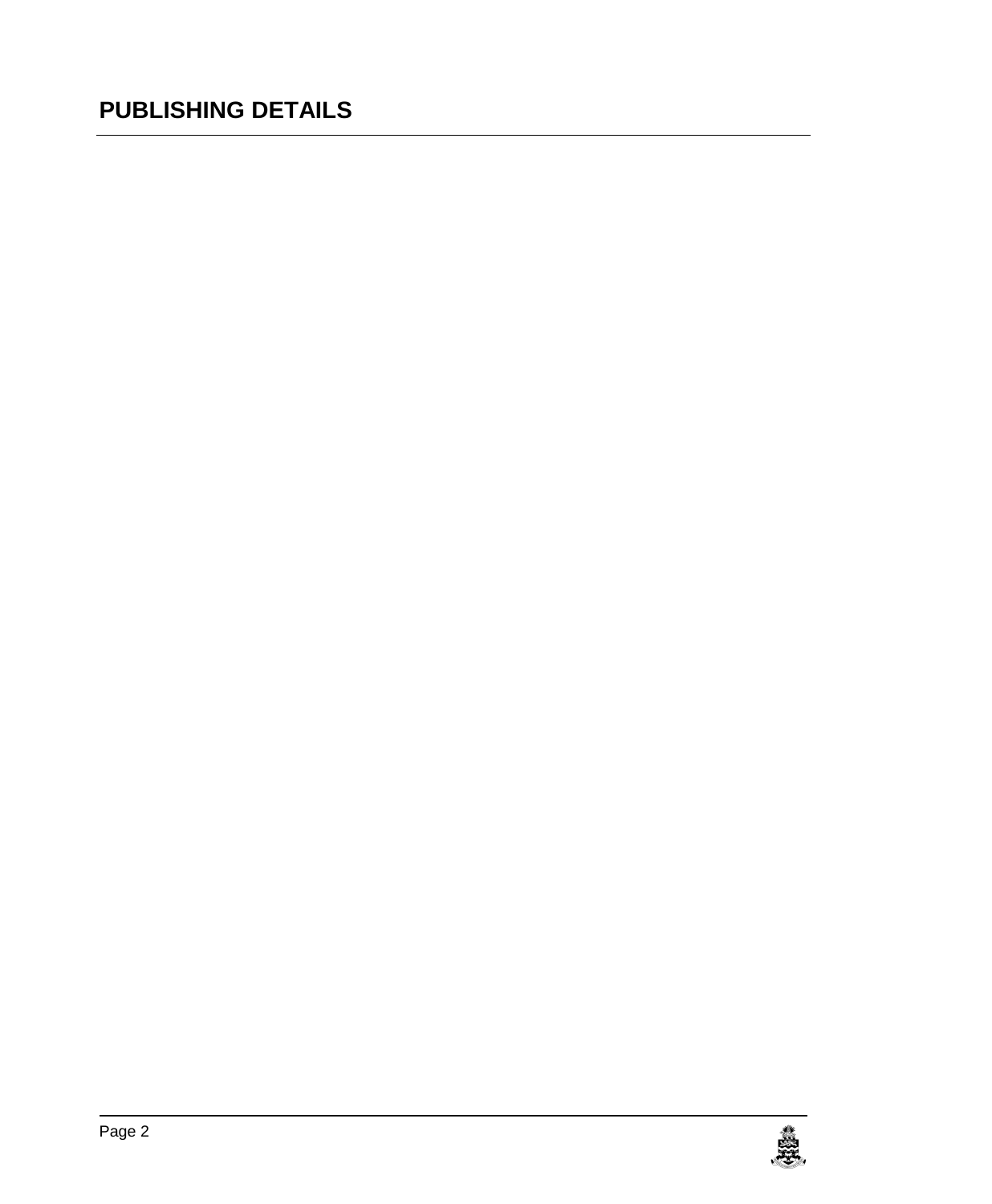## PUBLISHING DETAILS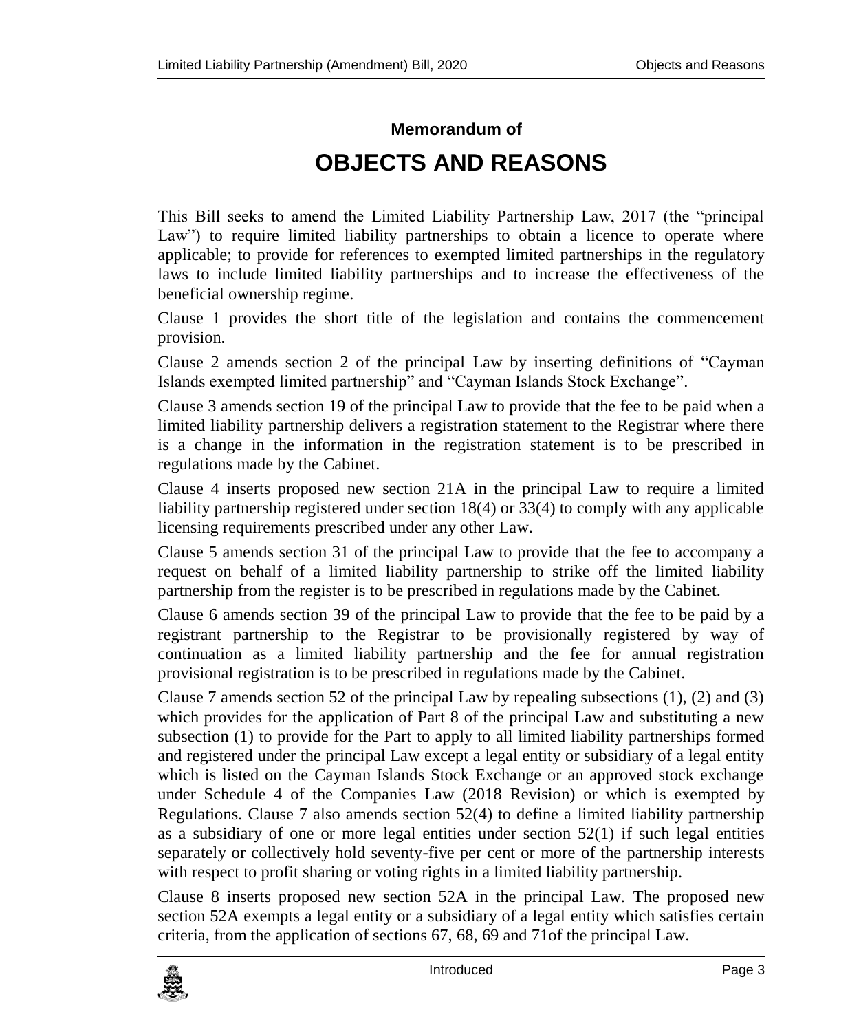**Memorandum of**

# OBJECTS AND REASONS

This Bill seeks to amend the Limited Liability Partnership Law, 2017 (the "principal Law") to require limited liability partnerships to obtain a licence to operate where applicable; to provide for references to exempted limited partnerships in the regulatory laws to include limited liability partnerships and to increase the effectiveness of the beneficial ownership regime.

Clause 1 provides the short title of the legislation and contains the commencement provision.

Clause 2 amends section 2 of the principal Law by inserting definitions of "Cayman Islands exempted limited partnership" and "Cayman Islands Stock Exchange".

Clause 3 amends section 19 of the principal Law to provide that the fee to be paid when a limited liability partnership delivers a registration statement to the Registrar where there is a change in the information in the registration statement is to be prescribed in regulations made by the Cabinet.

Clause 4 inserts proposed new section 21A in the principal Law to require a limited liability partnership registered under section 18(4) or 33(4) to comply with any applicable licensing requirements prescribed under any other Law.

Clause 5 amends section 31 of the principal Law to provide that the fee to accompany a request on behalf of a limited liability partnership to strike off the limited liability partnership from the register is to be prescribed in regulations made by the Cabinet.

Clause 6 amends section 39 of the principal Law to provide that the fee to be paid by a registrant partnership to the Registrar to be provisionally registered by way of continuation as a limited liability partnership and the fee for annual registration provisional registration is to be prescribed in regulations made by the Cabinet.

Clause 7 amends section 52 of the principal Law by repealing subsections (1), (2) and (3) which provides for the application of Part 8 of the principal Law and substituting a new subsection (1) to provide for the Part to apply to all limited liability partnerships formed and registered under the principal Law except a legal entity or subsidiary of a legal entity which is listed on the Cayman Islands Stock Exchange or an approved stock exchange under Schedule 4 of the Companies Law (2018 Revision) or which is exempted by Regulations. Clause 7 also amends section 52(4) to define a limited liability partnership as a subsidiary of one or more legal entities under section 52(1) if such legal entities separately or collectively hold seventy-five per cent or more of the partnership interests with respect to profit sharing or voting rights in a limited liability partnership.

Clause 8 inserts proposed new section 52A in the principal Law. The proposed new section 52A exempts a legal entity or a subsidiary of a legal entity which satisfies certain criteria, from the application of sections 67, 68, 69 and 71of the principal Law.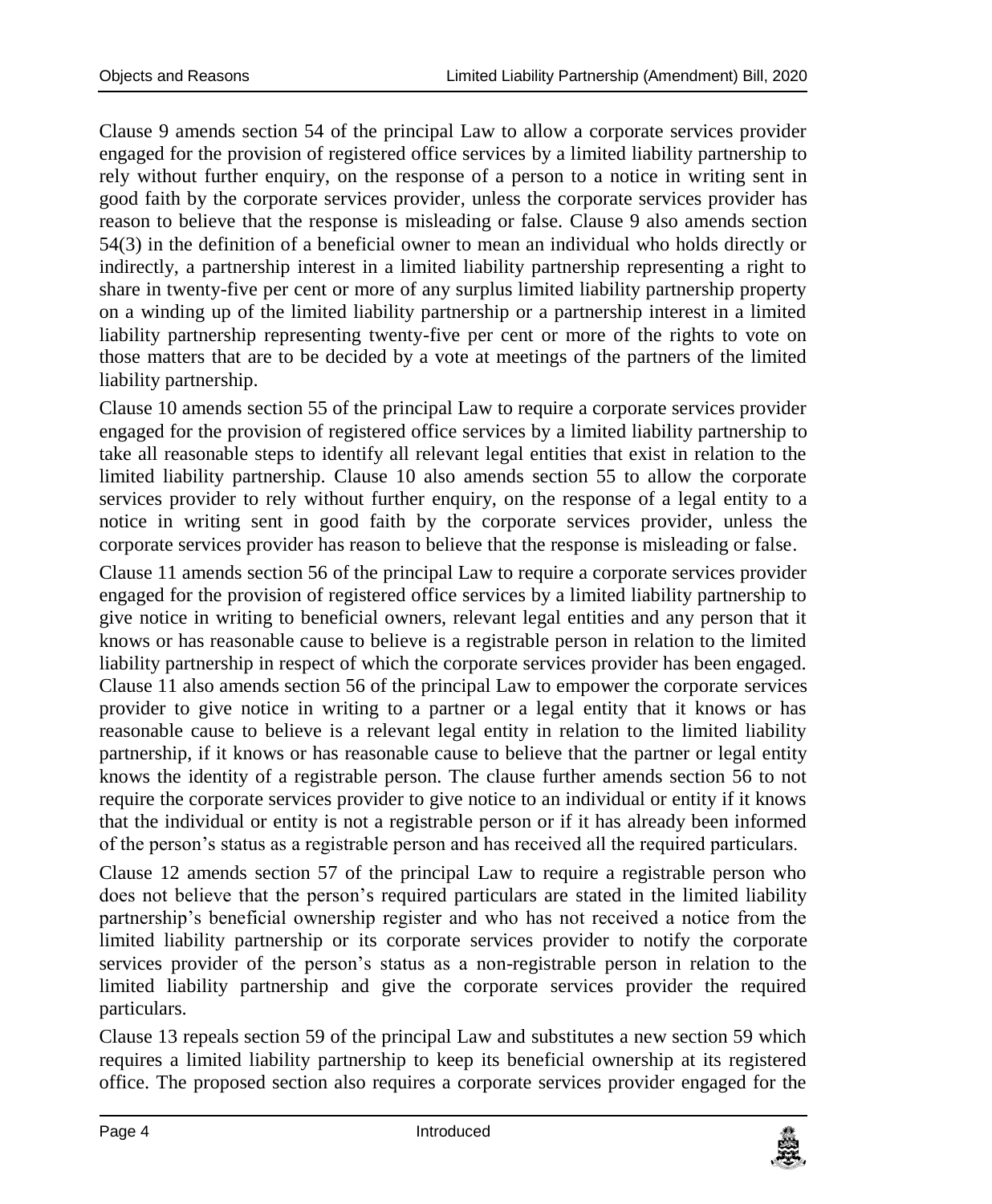Clause 9 amends section 54 of the principal Law to allow a corporate services provider engaged for the provision of registered office services by a limited liability partnership to rely without further enquiry, on the response of a person to a notice in writing sent in good faith by the corporate services provider, unless the corporate services provider has reason to believe that the response is misleading or false. Clause 9 also amends section 54(3) in the definition of a beneficial owner to mean an individual who holds directly or indirectly, a partnership interest in a limited liability partnership representing a right to share in twenty-five per cent or more of any surplus limited liability partnership property on a winding up of the limited liability partnership or a partnership interest in a limited liability partnership representing twenty-five per cent or more of the rights to vote on those matters that are to be decided by a vote at meetings of the partners of the limited liability partnership.

Clause 10 amends section 55 of the principal Law to require a corporate services provider engaged for the provision of registered office services by a limited liability partnership to take all reasonable steps to identify all relevant legal entities that exist in relation to the limited liability partnership. Clause 10 also amends section 55 to allow the corporate services provider to rely without further enquiry, on the response of a legal entity to a notice in writing sent in good faith by the corporate services provider, unless the corporate services provider has reason to believe that the response is misleading or false.

Clause 11 amends section 56 of the principal Law to require a corporate services provider engaged for the provision of registered office services by a limited liability partnership to give notice in writing to beneficial owners, relevant legal entities and any person that it knows or has reasonable cause to believe is a registrable person in relation to the limited liability partnership in respect of which the corporate services provider has been engaged. Clause 11 also amends section 56 of the principal Law to empower the corporate services provider to give notice in writing to a partner or a legal entity that it knows or has reasonable cause to believe is a relevant legal entity in relation to the limited liability partnership, if it knows or has reasonable cause to believe that the partner or legal entity knows the identity of a registrable person. The clause further amends section 56 to not require the corporate services provider to give notice to an individual or entity if it knows that the individual or entity is not a registrable person or if it has already been informed of the person's status as a registrable person and has received all the required particulars.

Clause 12 amends section 57 of the principal Law to require a registrable person who does not believe that the person's required particulars are stated in the limited liability partnership's beneficial ownership register and who has not received a notice from the limited liability partnership or its corporate services provider to notify the corporate services provider of the person's status as a non-registrable person in relation to the limited liability partnership and give the corporate services provider the required particulars.

Clause 13 repeals section 59 of the principal Law and substitutes a new section 59 which requires a limited liability partnership to keep its beneficial ownership at its registered office. The proposed section also requires a corporate services provider engaged for the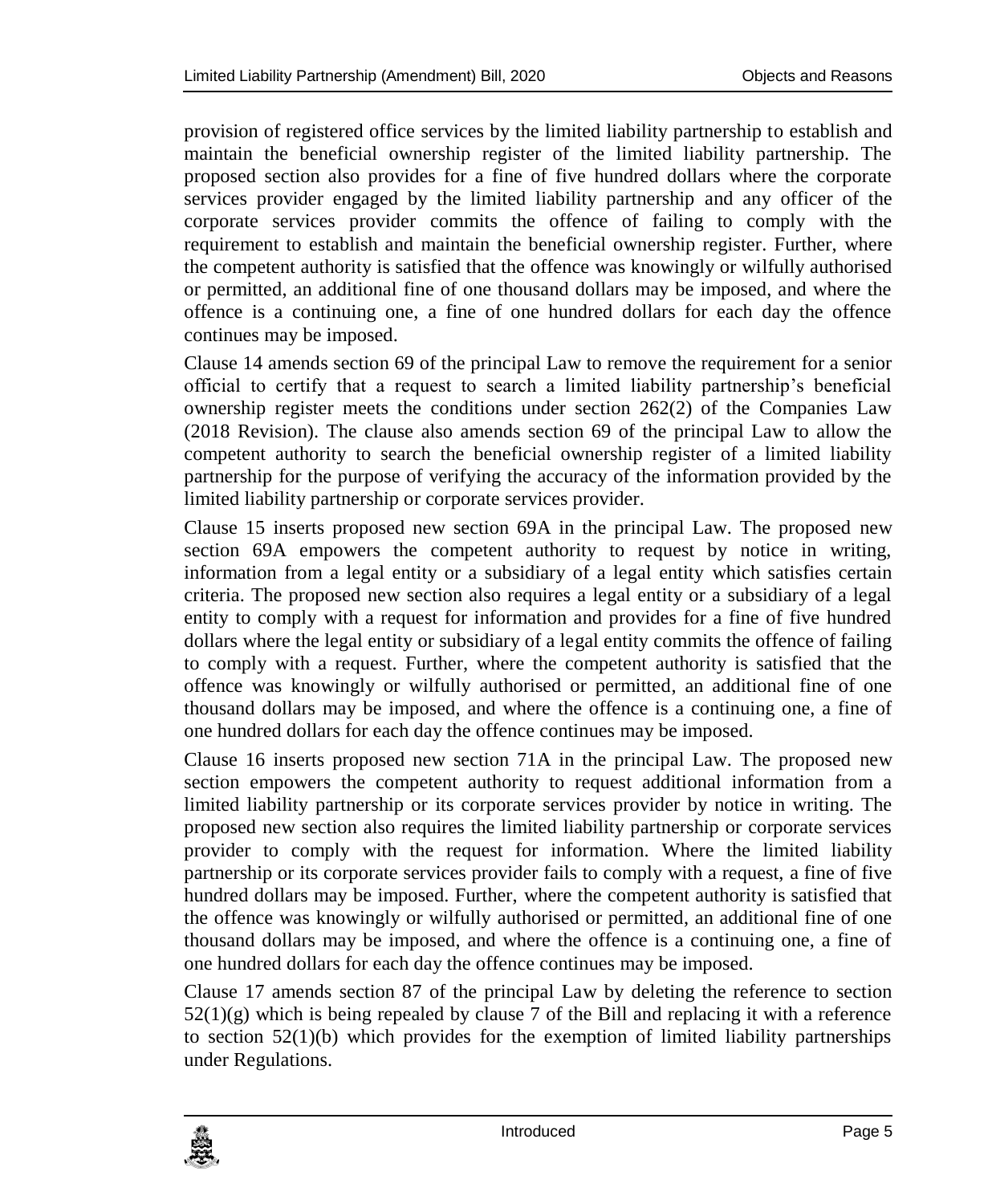provision of registered office services by the limited liability partnership to establish and maintain the beneficial ownership register of the limited liability partnership. The proposed section also provides for a fine of five hundred dollars where the corporate services provider engaged by the limited liability partnership and any officer of the corporate services provider commits the offence of failing to comply with the requirement to establish and maintain the beneficial ownership register. Further, where the competent authority is satisfied that the offence was knowingly or wilfully authorised or permitted, an additional fine of one thousand dollars may be imposed, and where the offence is a continuing one, a fine of one hundred dollars for each day the offence continues may be imposed.

Clause 14 amends section 69 of the principal Law to remove the requirement for a senior official to certify that a request to search a limited liability partnership's beneficial ownership register meets the conditions under section 262(2) of the Companies Law (2018 Revision). The clause also amends section 69 of the principal Law to allow the competent authority to search the beneficial ownership register of a limited liability partnership for the purpose of verifying the accuracy of the information provided by the limited liability partnership or corporate services provider.

Clause 15 inserts proposed new section 69A in the principal Law. The proposed new section 69A empowers the competent authority to request by notice in writing, information from a legal entity or a subsidiary of a legal entity which satisfies certain criteria. The proposed new section also requires a legal entity or a subsidiary of a legal entity to comply with a request for information and provides for a fine of five hundred dollars where the legal entity or subsidiary of a legal entity commits the offence of failing to comply with a request. Further, where the competent authority is satisfied that the offence was knowingly or wilfully authorised or permitted, an additional fine of one thousand dollars may be imposed, and where the offence is a continuing one, a fine of one hundred dollars for each day the offence continues may be imposed.

Clause 16 inserts proposed new section 71A in the principal Law. The proposed new section empowers the competent authority to request additional information from a limited liability partnership or its corporate services provider by notice in writing. The proposed new section also requires the limited liability partnership or corporate services provider to comply with the request for information. Where the limited liability partnership or its corporate services provider fails to comply with a request, a fine of five hundred dollars may be imposed. Further, where the competent authority is satisfied that the offence was knowingly or wilfully authorised or permitted, an additional fine of one thousand dollars may be imposed, and where the offence is a continuing one, a fine of one hundred dollars for each day the offence continues may be imposed.

Clause 17 amends section 87 of the principal Law by deleting the reference to section 52(1)(g) which is being repealed by clause 7 of the Bill and replacing it with a reference to section 52(1)(b) which provides for the exemption of limited liability partnerships under Regulations.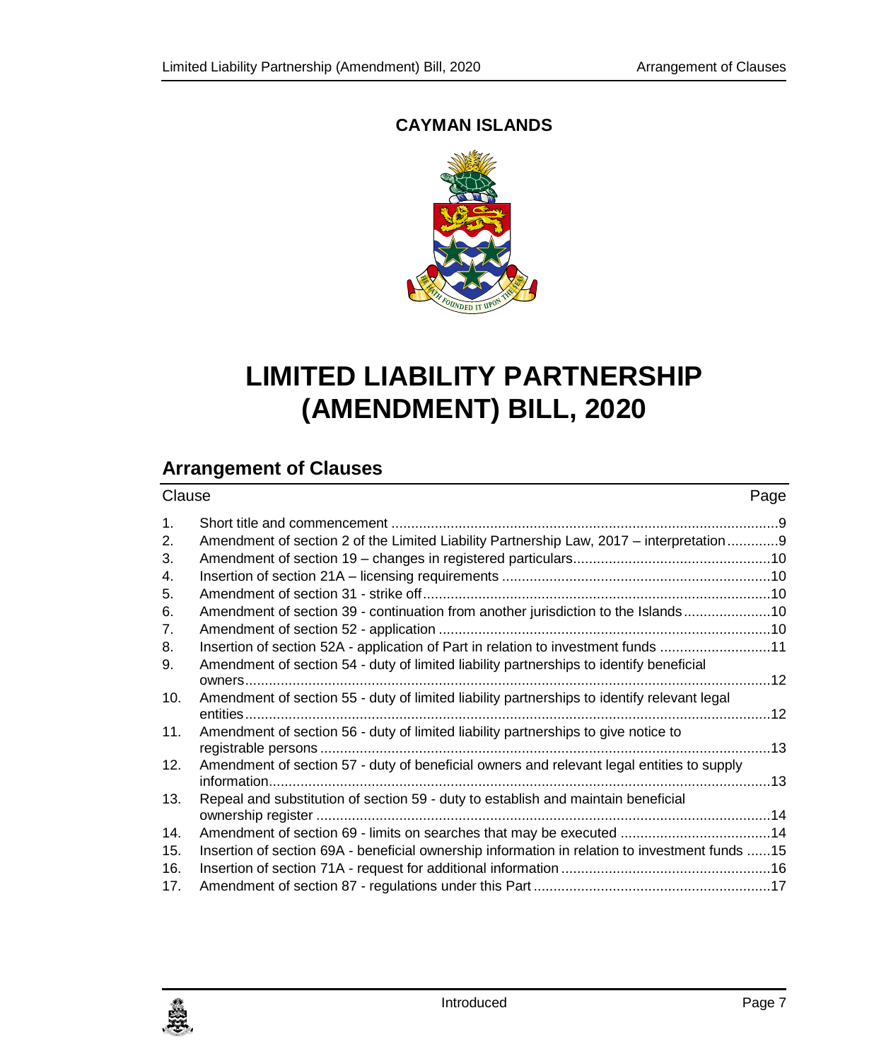**CAYMAN ISLANDS**

# LIMITED LIABILITY PARTNERSHIP (AMENDMENT) BILL, 2020

## Arrangement of Clauses

| Clause | | Page |
|---|---|---|
| 1. | Short title and commencement | 9 |
| 2. | Amendment of section 2 of the Limited Liability Partnership Law, 2017 – interpretation | 9 |
| 3. | Amendment of section 19 – changes in registered particulars | 10 |
| 4. | Insertion of section 21A – licensing requirements | 10 |
| 5. | Amendment of section 31 - strike off | 10 |
| 6. | Amendment of section 39 - continuation from another jurisdiction to the Islands | 10 |
| 7. | Amendment of section 52 - application | 10 |
| 8. | Insertion of section 52A - application of Part in relation to investment funds | 11 |
| 9. | Amendment of section 54 - duty of limited liability partnerships to identify beneficial owners | 12 |
| 10. | Amendment of section 55 - duty of limited liability partnerships to identify relevant legal entities | 12 |
| 11. | Amendment of section 56 - duty of limited liability partnerships to give notice to registrable persons | 13 |
| 12. | Amendment of section 57 - duty of beneficial owners and relevant legal entities to supply information | 13 |
| 13. | Repeal and substitution of section 59 - duty to establish and maintain beneficial ownership register | 14 |
| 14. | Amendment of section 69 - limits on searches that may be executed | 14 |
| 15. | Insertion of section 69A - beneficial ownership information in relation to investment funds | 15 |
| 16. | Insertion of section 71A - request for additional information | 16 |
| 17. | Amendment of section 87 - regulations under this Part | 17 |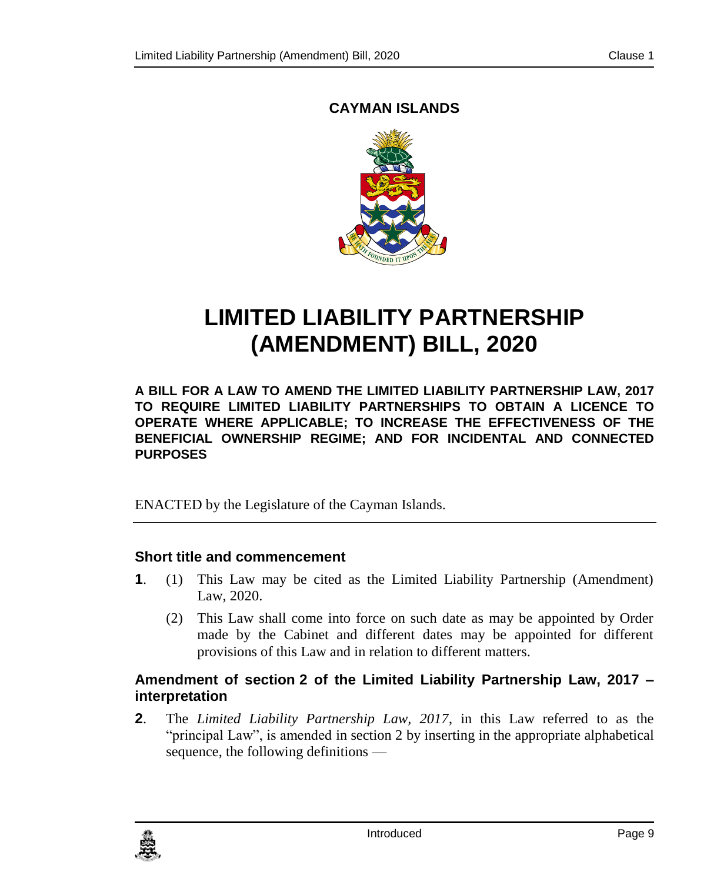**CAYMAN ISLANDS**

# LIMITED LIABILITY PARTNERSHIP (AMENDMENT) BILL, 2020

**A BILL FOR A LAW TO AMEND THE LIMITED LIABILITY PARTNERSHIP LAW, 2017 TO REQUIRE LIMITED LIABILITY PARTNERSHIPS TO OBTAIN A LICENCE TO OPERATE WHERE APPLICABLE; TO INCREASE THE EFFECTIVENESS OF THE BENEFICIAL OWNERSHIP REGIME; AND FOR INCIDENTAL AND CONNECTED PURPOSES**

ENACTED by the Legislature of the Cayman Islands.

### Short title and commencement

**1**. (1) This Law may be cited as the Limited Liability Partnership (Amendment) Law, 2020.

(2) This Law shall come into force on such date as may be appointed by Order made by the Cabinet and different dates may be appointed for different provisions of this Law and in relation to different matters.

### Amendment of section 2 of the Limited Liability Partnership Law, 2017 – interpretation

**2**. The *Limited Liability Partnership Law, 2017*, in this Law referred to as the "principal Law", is amended in section 2 by inserting in the appropriate alphabetical sequence, the following definitions —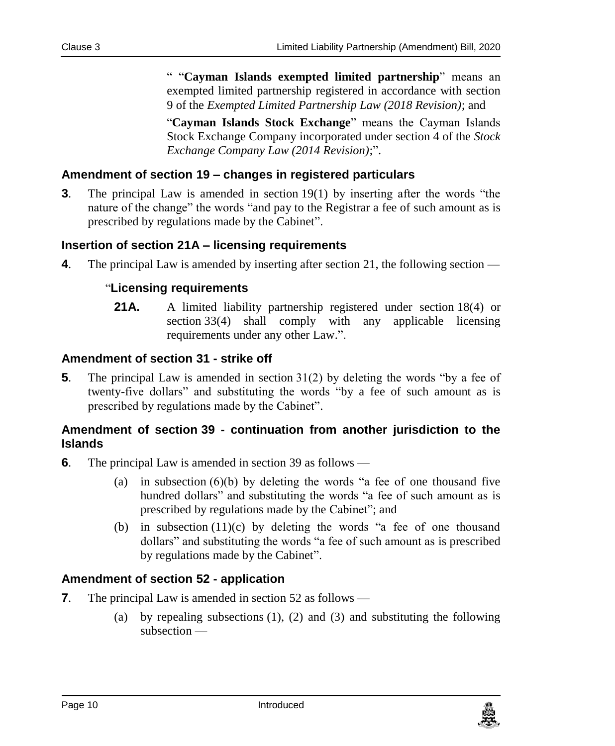" "**Cayman Islands exempted limited partnership**" means an exempted limited partnership registered in accordance with section 9 of the *Exempted Limited Partnership Law (2018 Revision)*; and

"**Cayman Islands Stock Exchange**" means the Cayman Islands Stock Exchange Company incorporated under section 4 of the *Stock Exchange Company Law (2014 Revision)*;".

### Amendment of section 19 – changes in registered particulars

**3**. The principal Law is amended in section 19(1) by inserting after the words "the nature of the change" the words "and pay to the Registrar a fee of such amount as is prescribed by regulations made by the Cabinet".

### Insertion of section 21A – licensing requirements

**4**. The principal Law is amended by inserting after section 21, the following section —

"**Licensing requirements**

**21A.** A limited liability partnership registered under section 18(4) or section 33(4) shall comply with any applicable licensing requirements under any other Law.".

### Amendment of section 31 - strike off

**5**. The principal Law is amended in section 31(2) by deleting the words "by a fee of twenty-five dollars" and substituting the words "by a fee of such amount as is prescribed by regulations made by the Cabinet".

### Amendment of section 39 - continuation from another jurisdiction to the Islands

**6**. The principal Law is amended in section 39 as follows —

(a) in subsection (6)(b) by deleting the words "a fee of one thousand five hundred dollars" and substituting the words "a fee of such amount as is prescribed by regulations made by the Cabinet"; and

(b) in subsection (11)(c) by deleting the words "a fee of one thousand dollars" and substituting the words "a fee of such amount as is prescribed by regulations made by the Cabinet".

### Amendment of section 52 - application

**7**. The principal Law is amended in section 52 as follows —

(a) by repealing subsections (1), (2) and (3) and substituting the following subsection —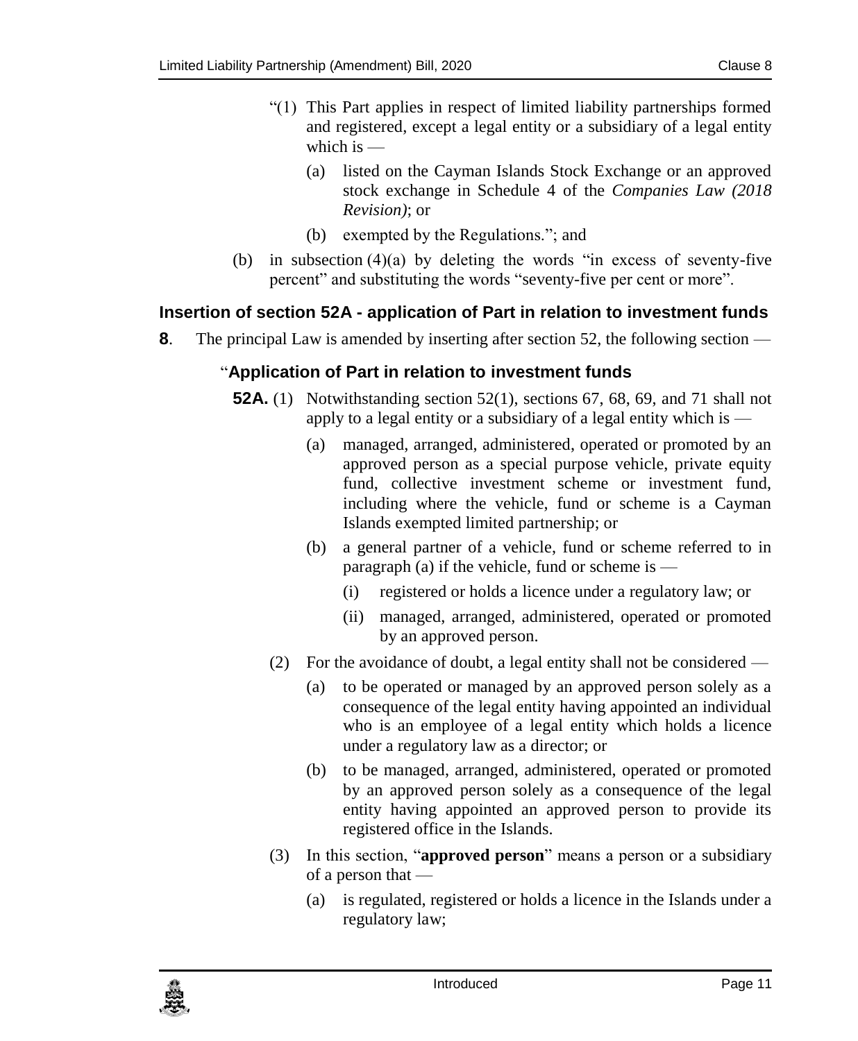"(1) This Part applies in respect of limited liability partnerships formed and registered, except a legal entity or a subsidiary of a legal entity which is —

(a) listed on the Cayman Islands Stock Exchange or an approved stock exchange in Schedule 4 of the *Companies Law (2018 Revision)*; or

(b) exempted by the Regulations."; and

(b) in subsection (4)(a) by deleting the words "in excess of seventy-five percent" and substituting the words "seventy-five per cent or more".

### Insertion of section 52A - application of Part in relation to investment funds

**8**. The principal Law is amended by inserting after section 52, the following section —

"**Application of Part in relation to investment funds**

**52A.** (1) Notwithstanding section 52(1), sections 67, 68, 69, and 71 shall not apply to a legal entity or a subsidiary of a legal entity which is —

(a) managed, arranged, administered, operated or promoted by an approved person as a special purpose vehicle, private equity fund, collective investment scheme or investment fund, including where the vehicle, fund or scheme is a Cayman Islands exempted limited partnership; or

(b) a general partner of a vehicle, fund or scheme referred to in paragraph (a) if the vehicle, fund or scheme is —

(i) registered or holds a licence under a regulatory law; or

(ii) managed, arranged, administered, operated or promoted by an approved person.

(2) For the avoidance of doubt, a legal entity shall not be considered —

(a) to be operated or managed by an approved person solely as a consequence of the legal entity having appointed an individual who is an employee of a legal entity which holds a licence under a regulatory law as a director; or

(b) to be managed, arranged, administered, operated or promoted by an approved person solely as a consequence of the legal entity having appointed an approved person to provide its registered office in the Islands.

(3) In this section, "**approved person**" means a person or a subsidiary of a person that —

(a) is regulated, registered or holds a licence in the Islands under a regulatory law;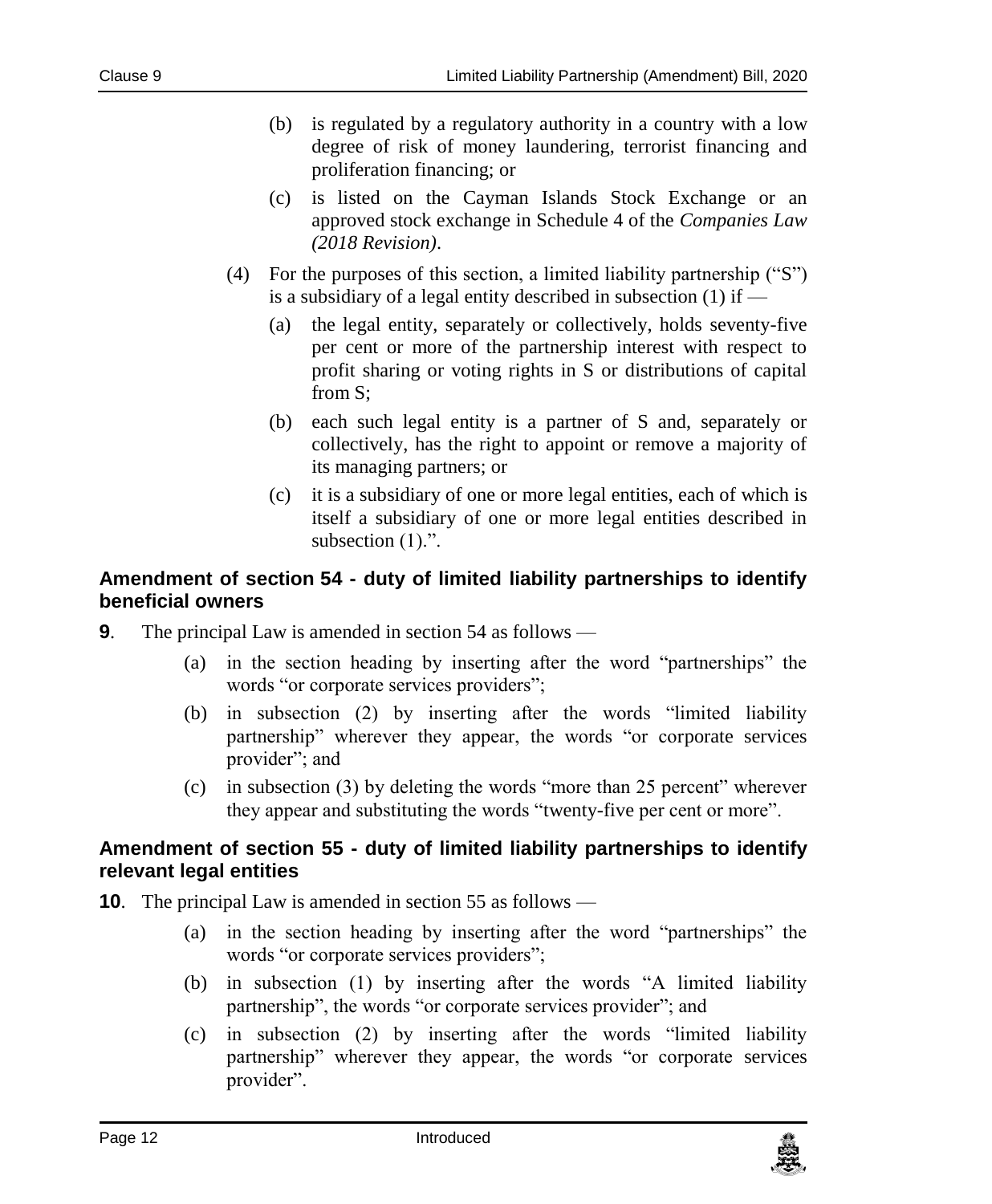(b) is regulated by a regulatory authority in a country with a low degree of risk of money laundering, terrorist financing and proliferation financing; or

(c) is listed on the Cayman Islands Stock Exchange or an approved stock exchange in Schedule 4 of the *Companies Law (2018 Revision)*.

(4) For the purposes of this section, a limited liability partnership ("S") is a subsidiary of a legal entity described in subsection (1) if —

(a) the legal entity, separately or collectively, holds seventy-five per cent or more of the partnership interest with respect to profit sharing or voting rights in S or distributions of capital from S;

(b) each such legal entity is a partner of S and, separately or collectively, has the right to appoint or remove a majority of its managing partners; or

(c) it is a subsidiary of one or more legal entities, each of which is itself a subsidiary of one or more legal entities described in subsection (1).".

### Amendment of section 54 - duty of limited liability partnerships to identify beneficial owners

**9**. The principal Law is amended in section 54 as follows —

(a) in the section heading by inserting after the word "partnerships" the words "or corporate services providers";

(b) in subsection (2) by inserting after the words "limited liability partnership" wherever they appear, the words "or corporate services provider"; and

(c) in subsection (3) by deleting the words "more than 25 percent" wherever they appear and substituting the words "twenty-five per cent or more".

### Amendment of section 55 - duty of limited liability partnerships to identify relevant legal entities

**10**. The principal Law is amended in section 55 as follows —

(a) in the section heading by inserting after the word "partnerships" the words "or corporate services providers";

(b) in subsection (1) by inserting after the words "A limited liability partnership", the words "or corporate services provider"; and

(c) in subsection (2) by inserting after the words "limited liability partnership" wherever they appear, the words "or corporate services provider".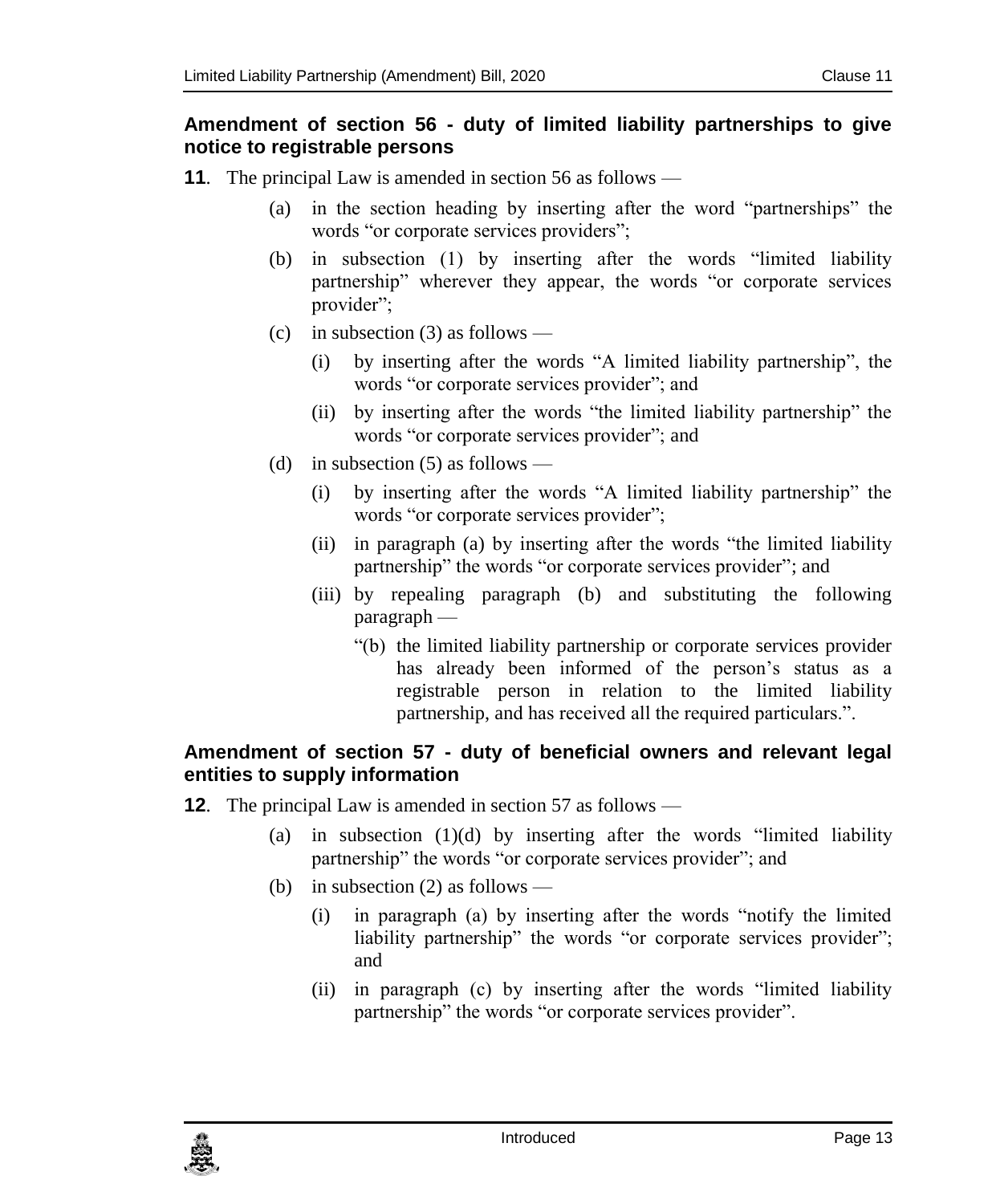### Amendment of section 56 - duty of limited liability partnerships to give notice to registrable persons

**11**. The principal Law is amended in section 56 as follows —

(a) in the section heading by inserting after the word "partnerships" the words "or corporate services providers";

(b) in subsection (1) by inserting after the words "limited liability partnership" wherever they appear, the words "or corporate services provider";

(c) in subsection (3) as follows —

(i) by inserting after the words "A limited liability partnership", the words "or corporate services provider"; and

(ii) by inserting after the words "the limited liability partnership" the words "or corporate services provider"; and

(d) in subsection (5) as follows —

(i) by inserting after the words "A limited liability partnership" the words "or corporate services provider";

(ii) in paragraph (a) by inserting after the words "the limited liability partnership" the words "or corporate services provider"; and

(iii) by repealing paragraph (b) and substituting the following paragraph —

"(b) the limited liability partnership or corporate services provider has already been informed of the person's status as a registrable person in relation to the limited liability partnership, and has received all the required particulars.".

### Amendment of section 57 - duty of beneficial owners and relevant legal entities to supply information

**12**. The principal Law is amended in section 57 as follows —

(a) in subsection (1)(d) by inserting after the words "limited liability partnership" the words "or corporate services provider"; and

(b) in subsection (2) as follows —

(i) in paragraph (a) by inserting after the words "notify the limited liability partnership" the words "or corporate services provider"; and

(ii) in paragraph (c) by inserting after the words "limited liability partnership" the words "or corporate services provider".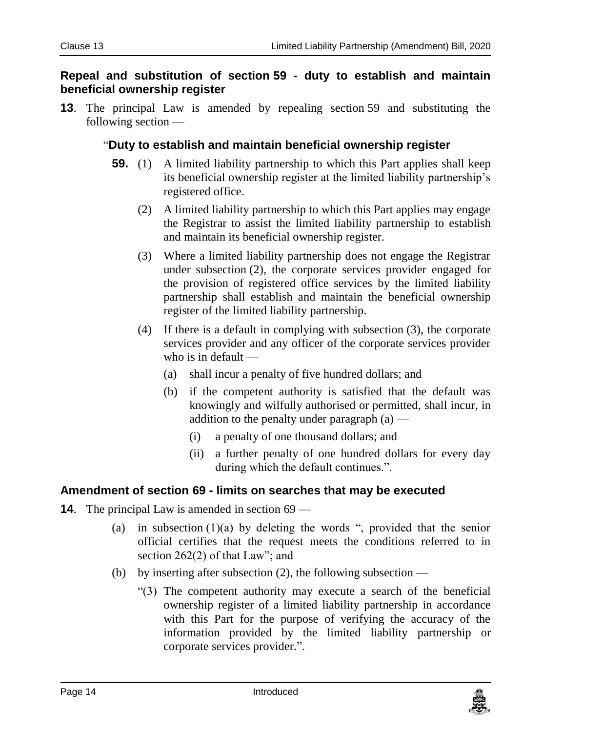**Repeal and substitution of section 59 - duty to establish and maintain beneficial ownership register**

**13**. The principal Law is amended by repealing section 59 and substituting the following section —

"**Duty to establish and maintain beneficial ownership register**

**59.** (1) A limited liability partnership to which this Part applies shall keep its beneficial ownership register at the limited liability partnership's registered office.

(2) A limited liability partnership to which this Part applies may engage the Registrar to assist the limited liability partnership to establish and maintain its beneficial ownership register.

(3) Where a limited liability partnership does not engage the Registrar under subsection (2), the corporate services provider engaged for the provision of registered office services by the limited liability partnership shall establish and maintain the beneficial ownership register of the limited liability partnership.

(4) If there is a default in complying with subsection (3), the corporate services provider and any officer of the corporate services provider who is in default —

(a) shall incur a penalty of five hundred dollars; and

(b) if the competent authority is satisfied that the default was knowingly and wilfully authorised or permitted, shall incur, in addition to the penalty under paragraph (a) —

(i) a penalty of one thousand dollars; and

(ii) a further penalty of one hundred dollars for every day during which the default continues.".

**Amendment of section 69 - limits on searches that may be executed**

**14**. The principal Law is amended in section 69 —

(a) in subsection (1)(a) by deleting the words ", provided that the senior official certifies that the request meets the conditions referred to in section 262(2) of that Law"; and

(b) by inserting after subsection (2), the following subsection —

"(3) The competent authority may execute a search of the beneficial ownership register of a limited liability partnership in accordance with this Part for the purpose of verifying the accuracy of the information provided by the limited liability partnership or corporate services provider.".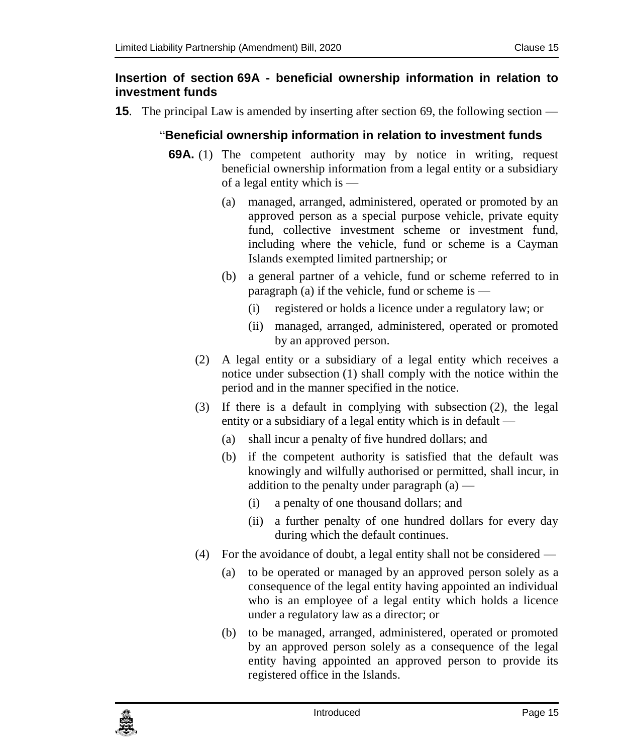### Insertion of section 69A - beneficial ownership information in relation to investment funds

**15**. The principal Law is amended by inserting after section 69, the following section —

"**Beneficial ownership information in relation to investment funds**

**69A.** (1) The competent authority may by notice in writing, request beneficial ownership information from a legal entity or a subsidiary of a legal entity which is —

(a) managed, arranged, administered, operated or promoted by an approved person as a special purpose vehicle, private equity fund, collective investment scheme or investment fund, including where the vehicle, fund or scheme is a Cayman Islands exempted limited partnership; or

(b) a general partner of a vehicle, fund or scheme referred to in paragraph (a) if the vehicle, fund or scheme is —

(i) registered or holds a licence under a regulatory law; or

(ii) managed, arranged, administered, operated or promoted by an approved person.

(2) A legal entity or a subsidiary of a legal entity which receives a notice under subsection (1) shall comply with the notice within the period and in the manner specified in the notice.

(3) If there is a default in complying with subsection (2), the legal entity or a subsidiary of a legal entity which is in default —

(a) shall incur a penalty of five hundred dollars; and

(b) if the competent authority is satisfied that the default was knowingly and wilfully authorised or permitted, shall incur, in addition to the penalty under paragraph (a) —

(i) a penalty of one thousand dollars; and

(ii) a further penalty of one hundred dollars for every day during which the default continues.

(4) For the avoidance of doubt, a legal entity shall not be considered —

(a) to be operated or managed by an approved person solely as a consequence of the legal entity having appointed an individual who is an employee of a legal entity which holds a licence under a regulatory law as a director; or

(b) to be managed, arranged, administered, operated or promoted by an approved person solely as a consequence of the legal entity having appointed an approved person to provide its registered office in the Islands.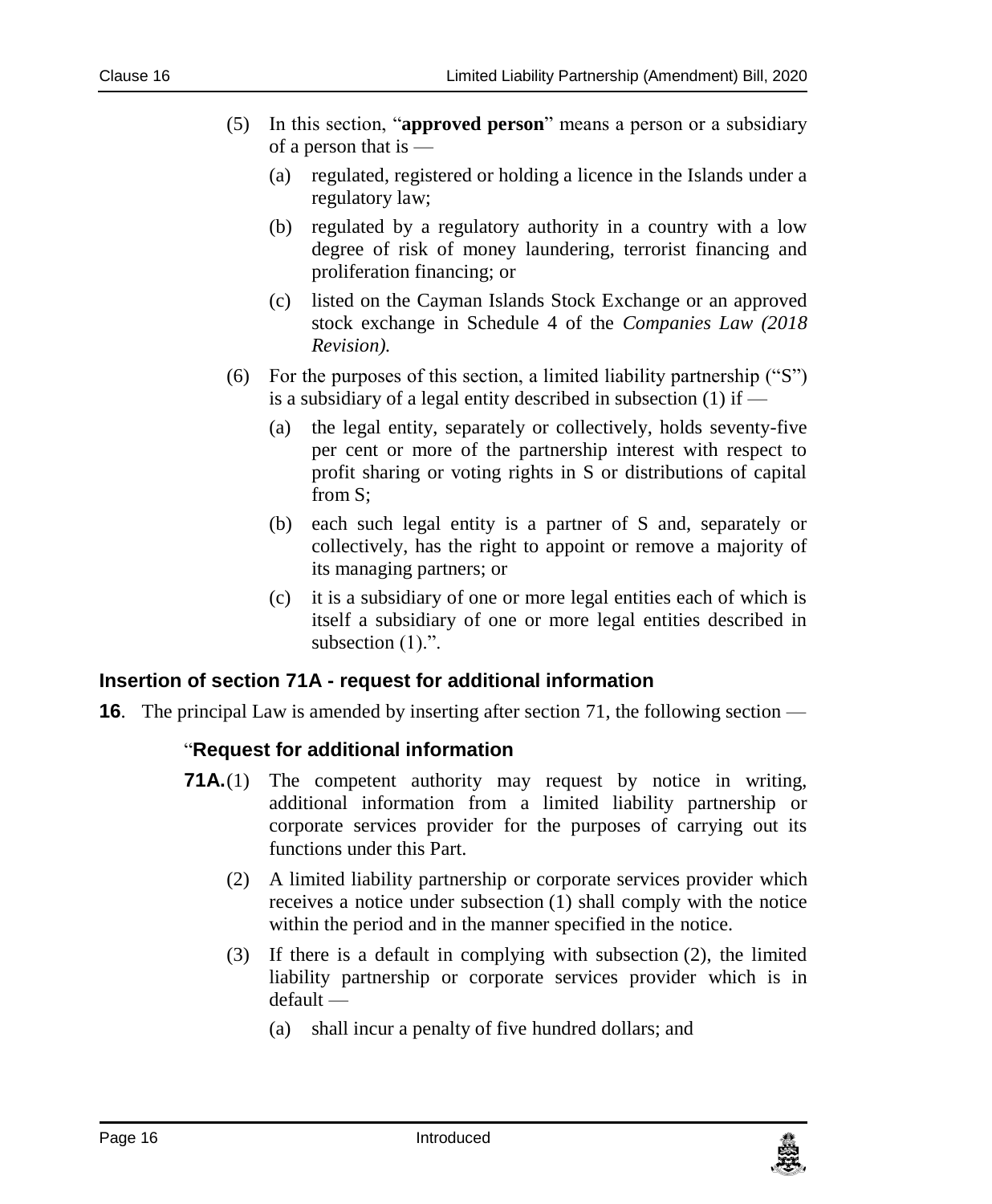(5) In this section, "**approved person**" means a person or a subsidiary of a person that is —

(a) regulated, registered or holding a licence in the Islands under a regulatory law;

(b) regulated by a regulatory authority in a country with a low degree of risk of money laundering, terrorist financing and proliferation financing; or

(c) listed on the Cayman Islands Stock Exchange or an approved stock exchange in Schedule 4 of the *Companies Law (2018 Revision).*

(6) For the purposes of this section, a limited liability partnership ("S") is a subsidiary of a legal entity described in subsection (1) if —

(a) the legal entity, separately or collectively, holds seventy-five per cent or more of the partnership interest with respect to profit sharing or voting rights in S or distributions of capital from S;

(b) each such legal entity is a partner of S and, separately or collectively, has the right to appoint or remove a majority of its managing partners; or

(c) it is a subsidiary of one or more legal entities each of which is itself a subsidiary of one or more legal entities described in subsection (1).".

### Insertion of section 71A - request for additional information

**16**. The principal Law is amended by inserting after section 71, the following section —

"**Request for additional information**

**71A.**(1) The competent authority may request by notice in writing, additional information from a limited liability partnership or corporate services provider for the purposes of carrying out its functions under this Part.

(2) A limited liability partnership or corporate services provider which receives a notice under subsection (1) shall comply with the notice within the period and in the manner specified in the notice.

(3) If there is a default in complying with subsection (2), the limited liability partnership or corporate services provider which is in default —

(a) shall incur a penalty of five hundred dollars; and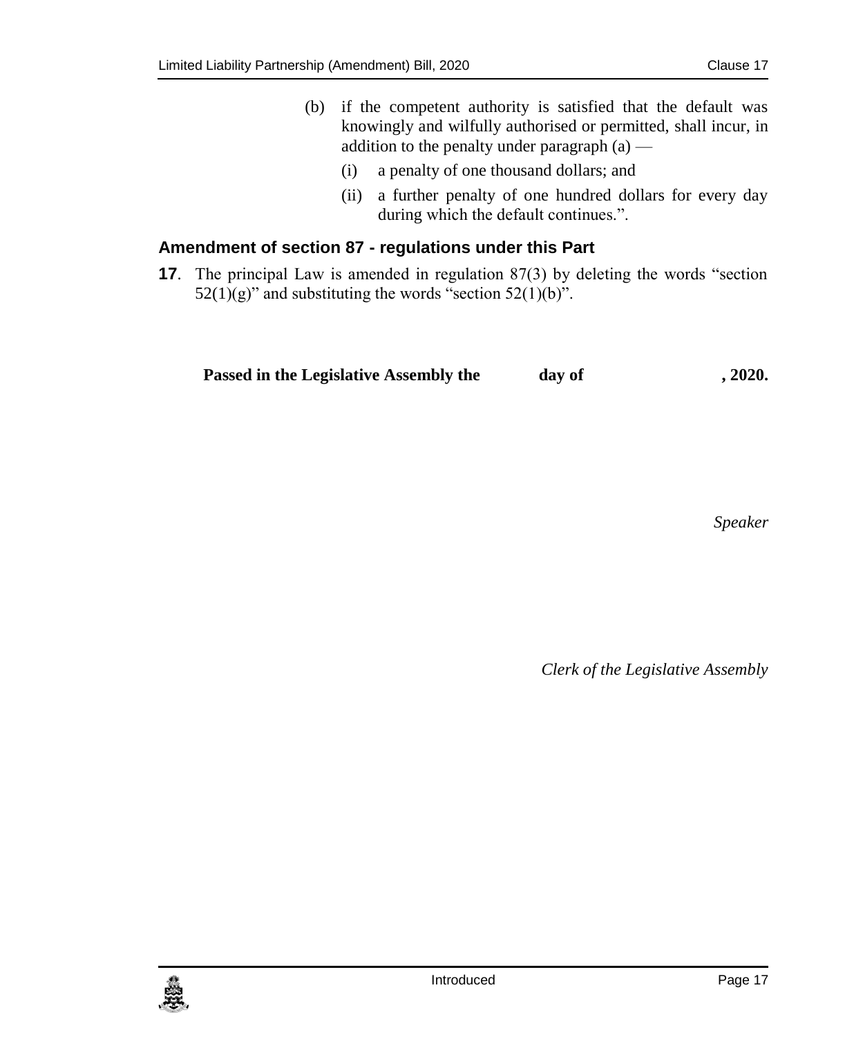(b) if the competent authority is satisfied that the default was knowingly and wilfully authorised or permitted, shall incur, in addition to the penalty under paragraph (a) —

  (i) a penalty of one thousand dollars; and

  (ii) a further penalty of one hundred dollars for every day during which the default continues.".

### Amendment of section 87 - regulations under this Part

**17**. The principal Law is amended in regulation 87(3) by deleting the words "section 52(1)(g)" and substituting the words "section 52(1)(b)".

**Passed in the Legislative Assembly the day of , 2020.**

*Speaker*

*Clerk of the Legislative Assembly*